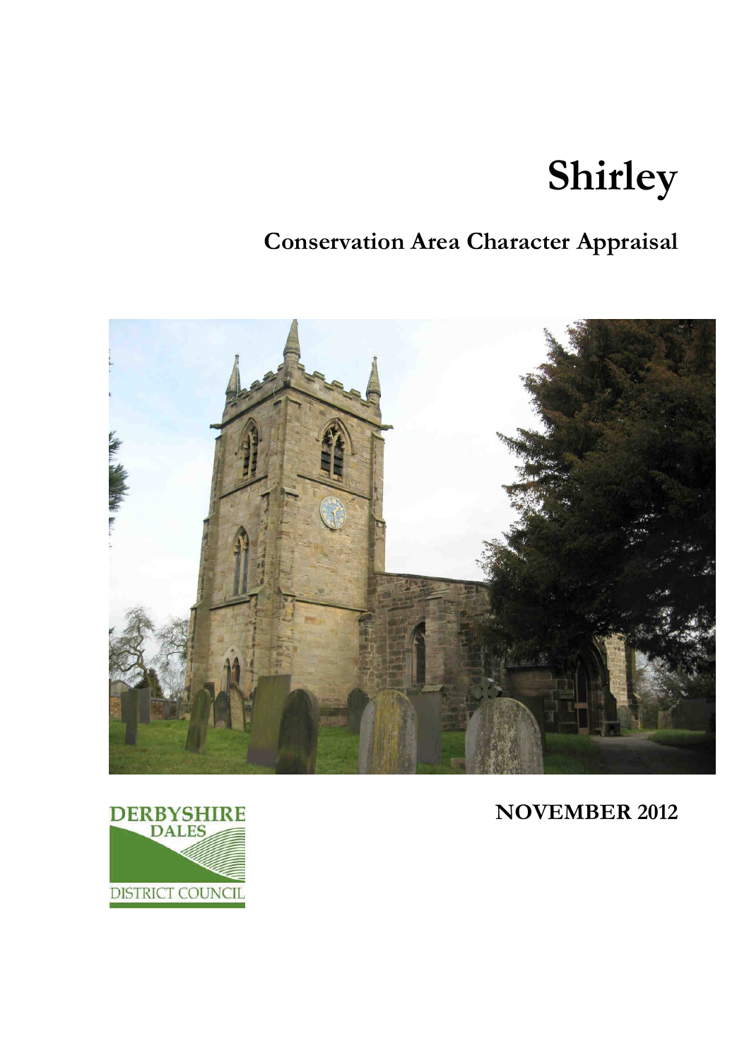# Shirley

## Conservation Area Character Appraisal

**NOVEMBER 2012**

DERBYSHIRE DALES DISTRICT COUNCIL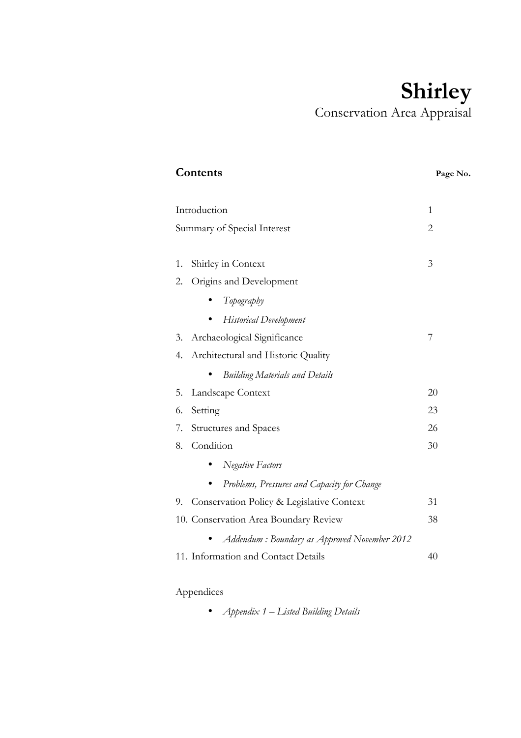# Shirley

Conservation Area Appraisal

## Contents

| | Page No. |
|---|---|
| Introduction | 1 |
| Summary of Special Interest | 2 |
| 1. Shirley in Context | 3 |
| 2. Origins and Development | |
| • *Topography* | |
| • *Historical Development* | |
| 3. Archaeological Significance | 7 |
| 4. Architectural and Historic Quality | |
| • *Building Materials and Details* | |
| 5. Landscape Context | 20 |
| 6. Setting | 23 |
| 7. Structures and Spaces | 26 |
| 8. Condition | 30 |
| • *Negative Factors* | |
| • *Problems, Pressures and Capacity for Change* | |
| 9. Conservation Policy & Legislative Context | 31 |
| 10. Conservation Area Boundary Review | 38 |
| • *Addendum : Boundary as Approved November 2012* | |
| 11. Information and Contact Details | 40 |

Appendices

- *Appendix 1 – Listed Building Details*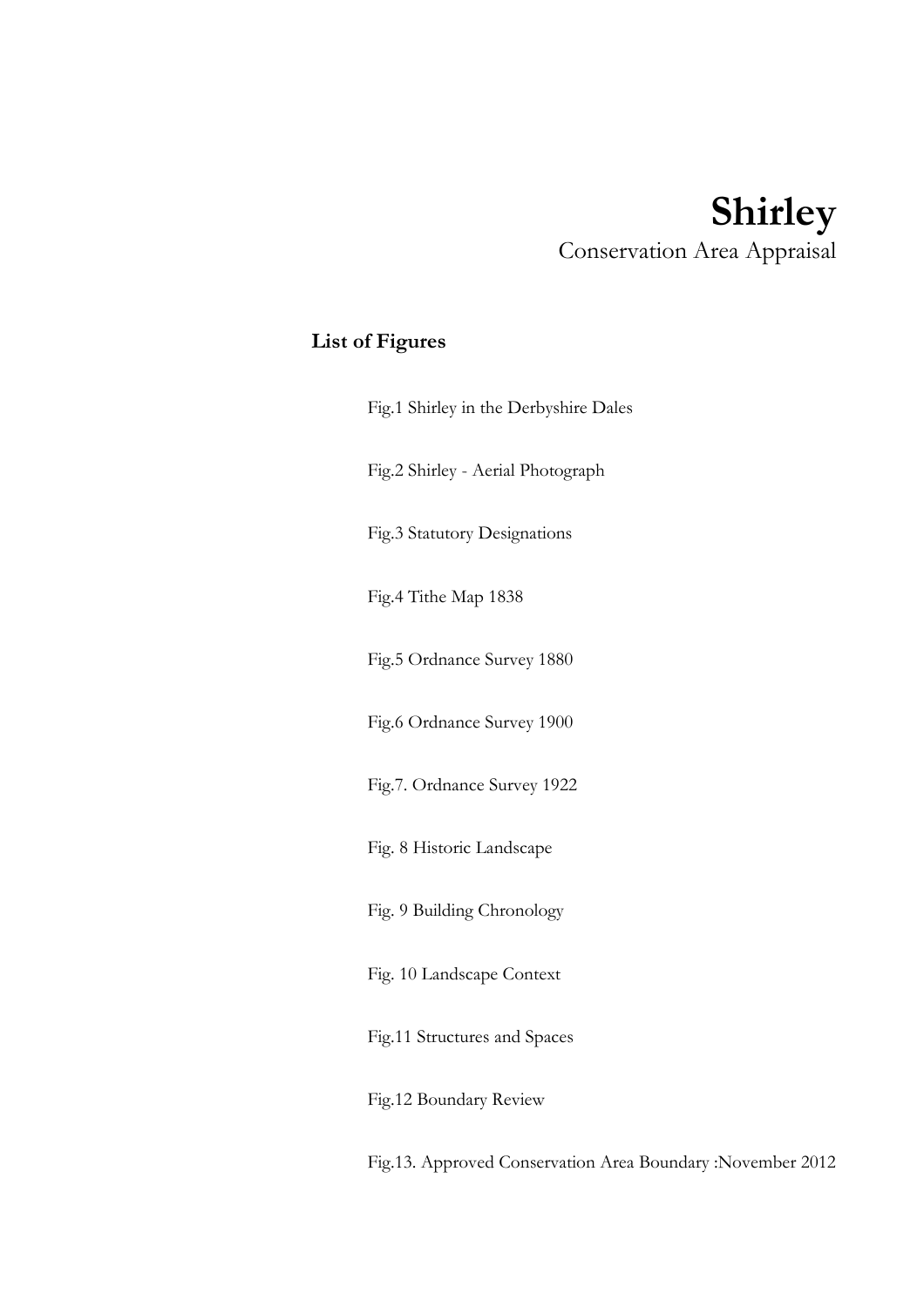# Shirley

Conservation Area Appraisal

## List of Figures

Fig.1 Shirley in the Derbyshire Dales

Fig.2 Shirley - Aerial Photograph

Fig.3 Statutory Designations

Fig.4 Tithe Map 1838

Fig.5 Ordnance Survey 1880

Fig.6 Ordnance Survey 1900

Fig.7. Ordnance Survey 1922

Fig. 8 Historic Landscape

Fig. 9 Building Chronology

Fig. 10 Landscape Context

Fig.11 Structures and Spaces

Fig.12 Boundary Review

Fig.13. Approved Conservation Area Boundary :November 2012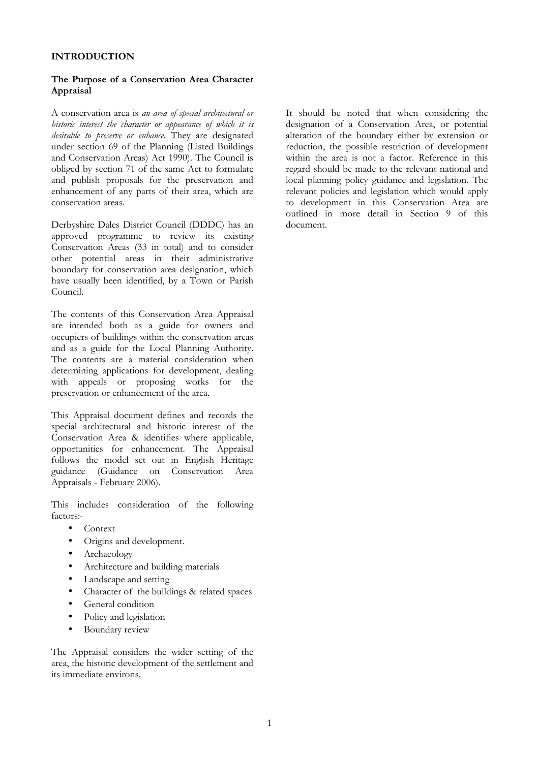## INTRODUCTION

### The Purpose of a Conservation Area Character Appraisal

A conservation area is *an area of special architectural or historic interest the character or appearance of which it is desirable to preserve or enhance.* They are designated under section 69 of the Planning (Listed Buildings and Conservation Areas) Act 1990). The Council is obliged by section 71 of the same Act to formulate and publish proposals for the preservation and enhancement of any parts of their area, which are conservation areas.

Derbyshire Dales District Council (DDDC) has an approved programme to review its existing Conservation Areas (33 in total) and to consider other potential areas in their administrative boundary for conservation area designation, which have usually been identified, by a Town or Parish Council.

The contents of this Conservation Area Appraisal are intended both as a guide for owners and occupiers of buildings within the conservation areas and as a guide for the Local Planning Authority. The contents are a material consideration when determining applications for development, dealing with appeals or proposing works for the preservation or enhancement of the area.

This Appraisal document defines and records the special architectural and historic interest of the Conservation Area & identifies where applicable, opportunities for enhancement. The Appraisal follows the model set out in English Heritage guidance (Guidance on Conservation Area Appraisals - February 2006).

This includes consideration of the following factors:-

- Context
- Origins and development.
- Archaeology
- Architecture and building materials
- Landscape and setting
- Character of the buildings & related spaces
- General condition
- Policy and legislation
- Boundary review

The Appraisal considers the wider setting of the area, the historic development of the settlement and its immediate environs.

It should be noted that when considering the designation of a Conservation Area, or potential alteration of the boundary either by extension or reduction, the possible restriction of development within the area is not a factor. Reference in this regard should be made to the relevant national and local planning policy guidance and legislation. The relevant policies and legislation which would apply to development in this Conservation Area are outlined in more detail in Section 9 of this document.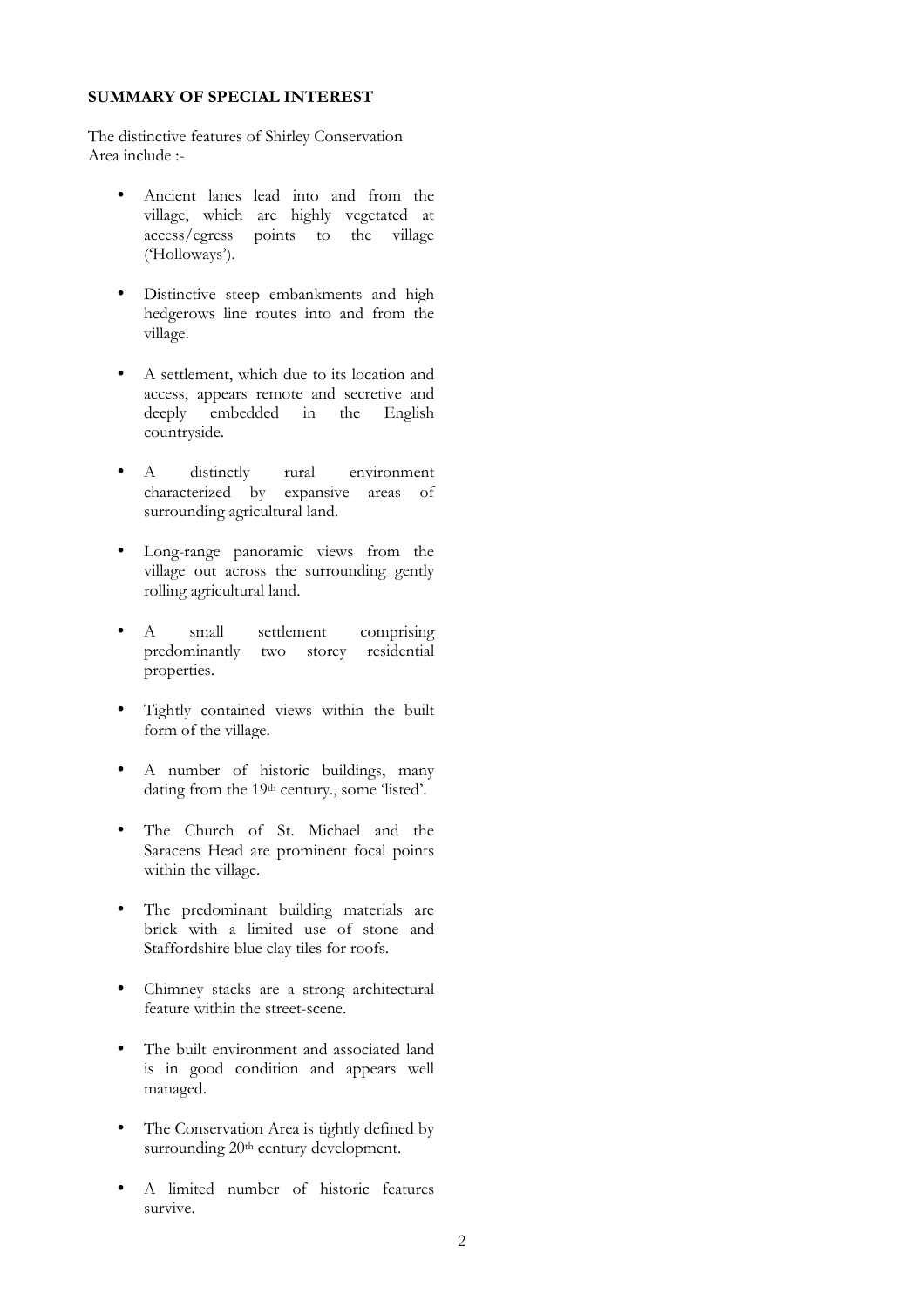**SUMMARY OF SPECIAL INTEREST**

The distinctive features of Shirley Conservation Area include :-

- Ancient lanes lead into and from the village, which are highly vegetated at access/egress points to the village ('Holloways').
- Distinctive steep embankments and high hedgerows line routes into and from the village.
- A settlement, which due to its location and access, appears remote and secretive and deeply embedded in the English countryside.
- A distinctly rural environment characterized by expansive areas of surrounding agricultural land.
- Long-range panoramic views from the village out across the surrounding gently rolling agricultural land.
- A small settlement comprising predominantly two storey residential properties.
- Tightly contained views within the built form of the village.
- A number of historic buildings, many dating from the 19th century., some 'listed'.
- The Church of St. Michael and the Saracens Head are prominent focal points within the village.
- The predominant building materials are brick with a limited use of stone and Staffordshire blue clay tiles for roofs.
- Chimney stacks are a strong architectural feature within the street-scene.
- The built environment and associated land is in good condition and appears well managed.
- The Conservation Area is tightly defined by surrounding 20th century development.
- A limited number of historic features survive.